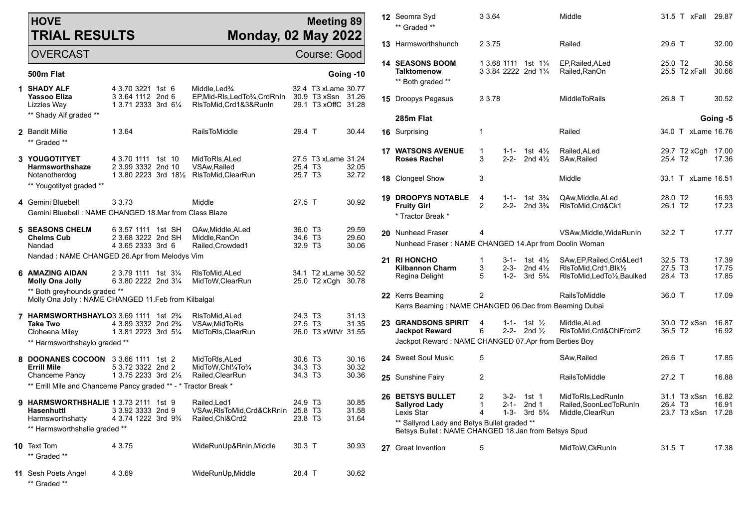# HOVE TRIAL RESULTS

**Meeting 89 — Monday, 02 May 2022**

OVERCAST — Course: Good

## 500m Flat — Going -10

| No. | Greyhound | Trap/Split/Sectionals | Result | Comments | Weight | Grade/Remarks | Time |
|---|---|---|---|---|---|---|---|
| 1 | **SHADY ALF** | 4 3.70 3221 | 1st 6 | Middle,Led¾ | 32.4 | T3 xLame | 30.77 |
| | **Yassoo Eliza** | 3 3.64 1112 | 2nd 6 | EP,Mid-Rls,LedTo¾,CrdRnIn | 30.9 | T3 xSsn | 31.26 |
| | Lizzies Way | 1 3.71 2333 | 3rd 6¼ | RlsToMid,Crd1&3&RunIn | 29.1 | T3 xOffC | 31.28 |
| | ** Shady Alf graded ** | | | | | | |
| 2 | Bandit Millie | 1 3.64 | | RailsToMiddle | 29.4 | T | 30.44 |
| | ** Graded ** | | | | | | |
| 3 | **YOUGOTITYET** | 4 3.70 1111 | 1st 10 | MidToRls,ALed | 27.5 | T3 xLame | 31.24 |
| | **Harmsworthshaze** | 2 3.99 3332 | 2nd 10 | VSAw,Railed | 25.4 | T3 | 32.05 |
| | Notanotherdog | 1 3.80 2223 | 3rd 18½ | RlsToMid,ClearRun | 25.7 | T3 | 32.72 |
| | ** Yougotityet graded ** | | | | | | |
| 4 | Gemini Bluebell | 3 3.73 | | Middle | 27.5 | T | 30.92 |
| | Gemini Bluebell : NAME CHANGED 18.Mar from Class Blaze | | | | | | |
| 5 | **SEASONS CHELM** | 6 3.57 1111 | 1st SH | QAw,Middle,ALed | 36.0 | T3 | 29.59 |
| | **Chelms Cub** | 2 3.68 3222 | 2nd SH | Middle,RanOn | 34.6 | T3 | 29.60 |
| | Nandad | 4 3.65 2333 | 3rd 6 | Railed,Crowded1 | 32.9 | T3 | 30.06 |
| | Nandad : NAME CHANGED 26.Apr from Melodys Vim | | | | | | |
| 6 | **AMAZING AIDAN** | 2 3.79 1111 | 1st 3¼ | RlsToMid,ALed | 34.1 | T2 xLame | 30.52 |
| | **Molly Ona Jolly** | 6 3.80 2222 | 2nd 3¼ | MidToW,ClearRun | 25.0 | T2 xCgh | 30.78 |
| | ** Both greyhounds graded ** | | | | | | |
| | Molly Ona Jolly : NAME CHANGED 11.Feb from Kilbalgal | | | | | | |
| 7 | **HARMSWORTHSHAYLO** | 3 3.69 1111 | 1st 2¾ | RlsToMid,ALed | 24.3 | T3 | 31.13 |
| | **Take Two** | 4 3.89 3332 | 2nd 2¾ | VSAw,MidToRls | 27.5 | T3 | 31.35 |
| | Cloheena Miley | 1 3.81 2223 | 3rd 5¼ | MidToRls,ClearRun | 26.0 | T3 xWtVr | 31.55 |
| | ** Harmsworthshaylo graded ** | | | | | | |
| 8 | **DOONANES COCOON** | 3 3.66 1111 | 1st 2 | MidToRls,ALed | 30.6 | T3 | 30.16 |
| | **Errill Mile** | 5 3.72 3322 | 2nd 2 | MidToW,Chl¼To¾ | 34.3 | T3 | 30.32 |
| | Chanceme Pancy | 1 3.75 2233 | 3rd 2½ | Railed,ClearRun | 34.3 | T3 | 30.36 |
| | ** Errill Mile and Chanceme Pancy graded ** - * Tractor Break * | | | | | | |
| 9 | **HARMSWORTHSHALIE** | 1 3.73 2111 | 1st 9 | Railed,Led1 | 24.9 | T3 | 30.85 |
| | **Hasenhuttl** | 3 3.92 3333 | 2nd 9 | VSAw,RlsToMid,Crd&CkRnIn | 25.8 | T3 | 31.58 |
| | Harmsworthshatty | 4 3.74 1222 | 3rd 9¾ | Railed,Chl&Crd2 | 23.8 | T3 | 31.64 |
| | ** Harmsworthshalie graded ** | | | | | | |
| 10 | Text Tom | 4 3.75 | | WideRunUp&RnIn,Middle | 30.3 | T | 30.93 |
| | ** Graded ** | | | | | | |
| 11 | Sesh Poets Angel | 4 3.69 | | WideRunUp,Middle | 28.4 | T | 30.62 |
| | ** Graded ** | | | | | | |
| 12 | Seomra Syd | 3 3.64 | | Middle | 31.5 | T xFall | 29.87 |
| | ** Graded ** | | | | | | |
| 13 | Harmsworthshunch | 2 3.75 | | Railed | 29.6 | T | 32.00 |
| 14 | **SEASONS BOOM** | 1 3.68 1111 | 1st 1¼ | EP,Railed,ALed | 25.0 | T2 | 30.56 |
| | **Talktomenow** | 3 3.84 2222 | 2nd 1¼ | Railed,RanOn | 25.5 | T2 xFall | 30.66 |
| | ** Both graded ** | | | | | | |
| 15 | Droopys Pegasus | 3 3.78 | | MiddleToRails | 26.8 | T | 30.52 |

## 285m Flat — Going -5

| No. | Greyhound | Trap/Sectionals | Result | Comments | Weight | Grade/Remarks | Time |
|---|---|---|---|---|---|---|---|
| 16 | Surprising | 1 | | Railed | 34.0 | T xLame | 16.76 |
| 17 | **WATSONS AVENUE** | 1 1-1- | 1st 4½ | Railed,ALed | 29.7 | T2 xCgh | 17.00 |
| | **Roses Rachel** | 3 2-2- | 2nd 4½ | SAw,Railed | 25.4 | T2 | 17.36 |
| 18 | Clongeel Show | 3 | | Middle | 33.1 | T xLame | 16.51 |
| 19 | **DROOPYS NOTABLE** | 4 1-1- | 1st 3¾ | QAw,Middle,ALed | 28.0 | T2 | 16.93 |
| | **Fruity Girl** | 2 2-2- | 2nd 3¾ | RlsToMid,Crd&Ck1 | 26.1 | T2 | 17.23 |
| | * Tractor Break * | | | | | | |
| 20 | Nunhead Fraser | 4 | | VSAw,Middle,WideRunIn | 32.2 | T | 17.77 |
| | Nunhead Fraser : NAME CHANGED 14.Apr from Doolin Woman | | | | | | |
| 21 | **RI HONCHO** | 1 3-1- | 1st 4½ | SAw,EP,Railed,Crd&Led1 | 32.5 | T3 | 17.39 |
| | **Kilbannon Charm** | 3 2-3- | 2nd 4½ | RlsToMid,Crd1,Blk½ | 27.5 | T3 | 17.75 |
| | Regina Delight | 5 1-2- | 3rd 5¾ | RlsToMid,LedTo½,Baulked | 28.4 | T3 | 17.85 |
| 22 | Kerrs Beaming | 2 | | RailsToMiddle | 36.0 | T | 17.09 |
| | Kerrs Beaming : NAME CHANGED 06.Dec from Beaming Dubai | | | | | | |
| 23 | **GRANDSONS SPIRIT** | 4 1-1- | 1st ½ | Middle,ALed | 30.0 | T2 xSsn | 16.87 |
| | **Jackpot Reward** | 6 2-2- | 2nd ½ | RlsToMid,Crd&ChlFrom2 | 36.5 | T2 | 16.92 |
| | Jackpot Reward : NAME CHANGED 07.Apr from Berties Boy | | | | | | |
| 24 | Sweet Soul Music | 5 | | SAw,Railed | 26.6 | T | 17.85 |
| 25 | Sunshine Fairy | 2 | | RailsToMiddle | 27.2 | T | 16.88 |
| 26 | **BETSYS BULLET** | 2 3-2- | 1st 1 | MidToRls,LedRunIn | 31.1 | T3 xSsn | 16.82 |
| | **Sallyrod Lady** | 1 2-1- | 2nd 1 | Railed,SoonLedToRunIn | 26.4 | T3 | 16.91 |
| | Lexis Star | 4 1-3- | 3rd 5¾ | Middle,ClearRun | 23.7 | T3 xSsn | 17.28 |
| | ** Sallyrod Lady and Betys Bullet graded ** | | | | | | |
| | Betsys Bullet : NAME CHANGED 18.Jan from Betsys Spud | | | | | | |
| 27 | Great Invention | 5 | | MidToW,CkRunIn | 31.5 | T | 17.38 |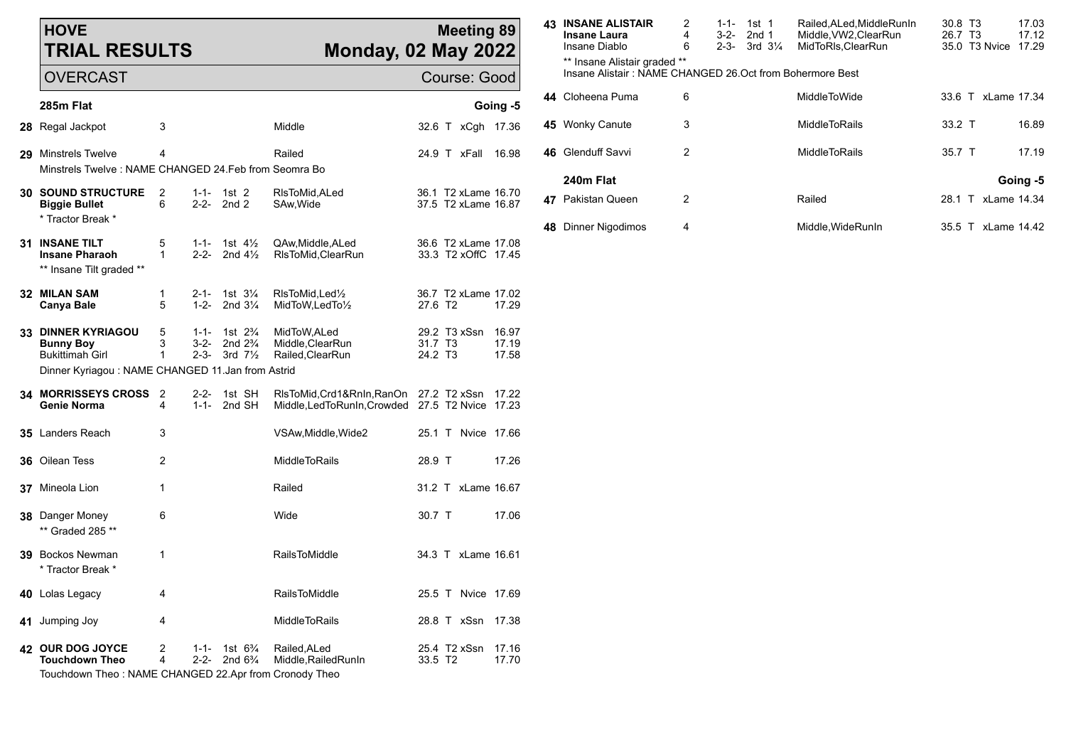# HOVE TRIAL RESULTS

**Meeting 89**
**Monday, 02 May 2022**

OVERCAST — Course: Good

## 285m Flat — Going -5

| | | | | | | | | | |
|---|---|---|---|---|---|---|---|---|---|
| 28 | Regal Jackpot | 3 | | | Middle | 32.6 | T | xCgh | 17.36 |
| 29 | Minstrels Twelve | 4 | | | Railed | 24.9 | T | xFall | 16.98 |

Minstrels Twelve : NAME CHANGED 24.Feb from Seomra Bo

| | | | | | | | | | |
|---|---|---|---|---|---|---|---|---|---|
| 30 | **SOUND STRUCTURE** | 2 | 1-1- | 1st 2 | RlsToMid,ALed | 36.1 | T2 | xLame | 16.70 |
| | **Biggie Bullet** | 6 | 2-2- | 2nd 2 | SAw,Wide | 37.5 | T2 | xLame | 16.87 |

\* Tractor Break *

| | | | | | | | | | |
|---|---|---|---|---|---|---|---|---|---|
| 31 | **INSANE TILT** | 5 | 1-1- | 1st 4½ | QAw,Middle,ALed | 36.6 | T2 | xLame | 17.08 |
| | **Insane Pharaoh** | 1 | 2-2- | 2nd 4½ | RlsToMid,ClearRun | 33.3 | T2 | xOffC | 17.45 |

** Insane Tilt graded **

| | | | | | | | | | |
|---|---|---|---|---|---|---|---|---|---|
| 32 | **MILAN SAM** | 1 | 2-1- | 1st 3¼ | RlsToMid,Led½ | 36.7 | T2 | xLame | 17.02 |
| | **Canya Bale** | 5 | 1-2- | 2nd 3¼ | MidToW,LedTo½ | 27.6 | T2 | | 17.29 |
| 33 | **DINNER KYRIAGOU** | 5 | 1-1- | 1st 2¾ | MidToW,ALed | 29.2 | T3 | xSsn | 16.97 |
| | **Bunny Boy** | 3 | 3-2- | 2nd 2¾ | Middle,ClearRun | 31.7 | T3 | | 17.19 |
| | Bukittimah Girl | 1 | 2-3- | 3rd 7½ | Railed,ClearRun | 24.2 | T3 | | 17.58 |

Dinner Kyriagou : NAME CHANGED 11.Jan from Astrid

| | | | | | | | | | |
|---|---|---|---|---|---|---|---|---|---|
| 34 | **MORRISSEYS CROSS** | 2 | 2-2- | 1st SH | RlsToMid,Crd1&RnIn,RanOn | 27.2 | T2 | xSsn | 17.22 |
| | **Genie Norma** | 4 | 1-1- | 2nd SH | Middle,LedToRunIn,Crowded | 27.5 | T2 | Nvice | 17.23 |
| 35 | Landers Reach | 3 | | | VSAw,Middle,Wide2 | 25.1 | T | Nvice | 17.66 |
| 36 | Oilean Tess | 2 | | | MiddleToRails | 28.9 | T | | 17.26 |
| 37 | Mineola Lion | 1 | | | Railed | 31.2 | T | xLame | 16.67 |
| 38 | Danger Money | 6 | | | Wide | 30.7 | T | | 17.06 |

** Graded 285 **

| | | | | | | | | | |
|---|---|---|---|---|---|---|---|---|---|
| 39 | Bockos Newman | 1 | | | RailsToMiddle | 34.3 | T | xLame | 16.61 |

\* Tractor Break *

| | | | | | | | | | |
|---|---|---|---|---|---|---|---|---|---|
| 40 | Lolas Legacy | 4 | | | RailsToMiddle | 25.5 | T | Nvice | 17.69 |
| 41 | Jumping Joy | 4 | | | MiddleToRails | 28.8 | T | xSsn | 17.38 |
| 42 | **OUR DOG JOYCE** | 2 | 1-1- | 1st 6¾ | Railed,ALed | 25.4 | T2 | xSsn | 17.16 |
| | **Touchdown Theo** | 4 | 2-2- | 2nd 6¾ | Middle,RailedRunIn | 33.5 | T2 | | 17.70 |

Touchdown Theo : NAME CHANGED 22.Apr from Cronody Theo

| | | | | | | | | | |
|---|---|---|---|---|---|---|---|---|---|
| 43 | **INSANE ALISTAIR** | 2 | 1-1- | 1st 1 | Railed,ALed,MiddleRunIn | 30.8 | T3 | | 17.03 |
| | **Insane Laura** | 4 | 3-2- | 2nd 1 | Middle,VW2,ClearRun | 26.7 | T3 | | 17.12 |
| | Insane Diablo | 6 | 2-3- | 3rd 3¼ | MidToRls,ClearRun | 35.0 | T3 | Nvice | 17.29 |

** Insane Alistair graded **
Insane Alistair : NAME CHANGED 26.Oct from Bohermore Best

| | | | | | | | | | |
|---|---|---|---|---|---|---|---|---|---|
| 44 | Cloheena Puma | 6 | | | MiddleToWide | 33.6 | T | xLame | 17.34 |
| 45 | Wonky Canute | 3 | | | MiddleToRails | 33.2 | T | | 16.89 |
| 46 | Glenduff Savvi | 2 | | | MiddleToRails | 35.7 | T | | 17.19 |

## 240m Flat — Going -5

| | | | | | | | | | |
|---|---|---|---|---|---|---|---|---|---|
| 47 | Pakistan Queen | 2 | | | Railed | 28.1 | T | xLame | 14.34 |
| 48 | Dinner Nigodimos | 4 | | | Middle,WideRunIn | 35.5 | T | xLame | 14.42 |